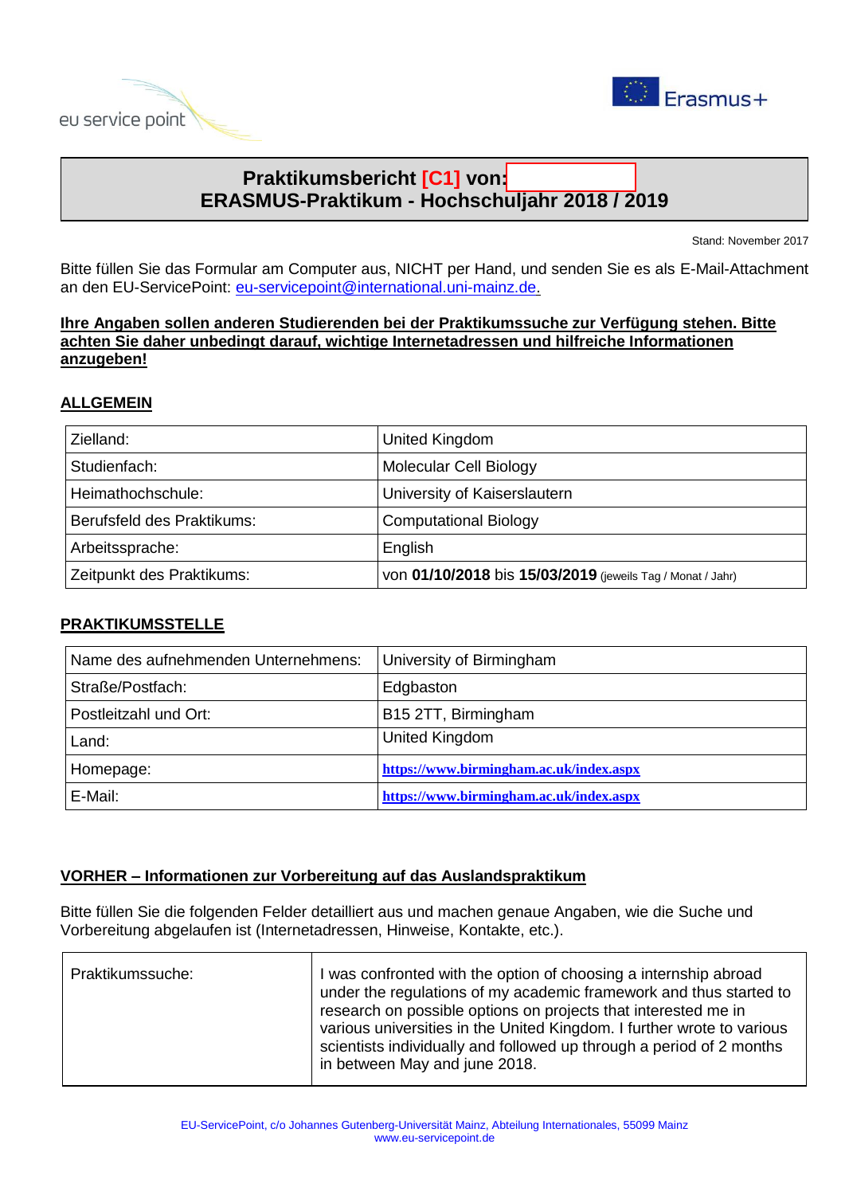eu service point

Erasmus+

# Praktikumsbericht [C1] von:
## ERASMUS-Praktikum - Hochschuljahr 2018 / 2019

Stand: November 2017

Bitte füllen Sie das Formular am Computer aus, NICHT per Hand, und senden Sie es als E-Mail-Attachment an den EU-ServicePoint: eu-servicepoint@international.uni-mainz.de.

**Ihre Angaben sollen anderen Studierenden bei der Praktikumssuche zur Verfügung stehen. Bitte achten Sie daher unbedingt darauf, wichtige Internetadressen und hilfreiche Informationen anzugeben!**

### ALLGEMEIN

| | |
|---|---|
| Zielland: | United Kingdom |
| Studienfach: | Molecular Cell Biology |
| Heimathochschule: | University of Kaiserslautern |
| Berufsfeld des Praktikums: | Computational Biology |
| Arbeitssprache: | English |
| Zeitpunkt des Praktikums: | von **01/10/2018** bis **15/03/2019** (jeweils Tag / Monat / Jahr) |

### PRAKTIKUMSSTELLE

| | |
|---|---|
| Name des aufnehmenden Unternehmens: | University of Birmingham |
| Straße/Postfach: | Edgbaston |
| Postleitzahl und Ort: | B15 2TT, Birmingham |
| Land: | United Kingdom |
| Homepage: | https://www.birmingham.ac.uk/index.aspx |
| E-Mail: | https://www.birmingham.ac.uk/index.aspx |

### VORHER – Informationen zur Vorbereitung auf das Auslandspraktikum

Bitte füllen Sie die folgenden Felder detailliert aus und machen genaue Angaben, wie die Suche und Vorbereitung abgelaufen ist (Internetadressen, Hinweise, Kontakte, etc.).

| | |
|---|---|
| Praktikumssuche: | I was confronted with the option of choosing a internship abroad under the regulations of my academic framework and thus started to research on possible options on projects that interested me in various universities in the United Kingdom. I further wrote to various scientists individually and followed up through a period of 2 months in between May and june 2018. |

EU-ServicePoint, c/o Johannes Gutenberg-Universität Mainz, Abteilung Internationales, 55099 Mainz
www.eu-servicepoint.de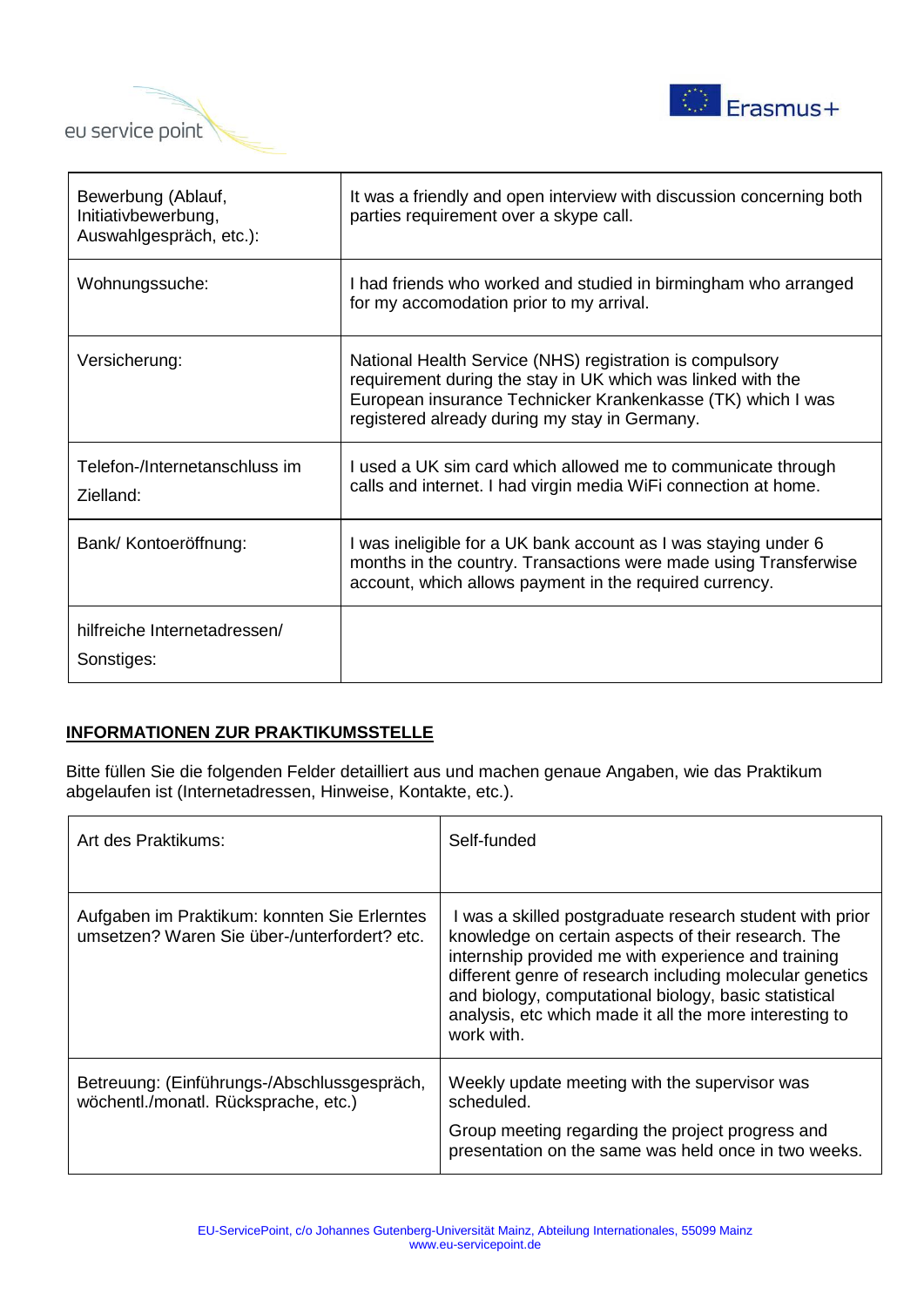| | |
|---|---|
| Bewerbung (Ablauf, Initiativbewerbung, Auswahlgespräch, etc.): | It was a friendly and open interview with discussion concerning both parties requirement over a skype call. |
| Wohnungssuche: | I had friends who worked and studied in birmingham who arranged for my accomodation prior to my arrival. |
| Versicherung: | National Health Service (NHS) registration is compulsory requirement during the stay in UK which was linked with the European insurance Technicker Krankenkasse (TK) which I was registered already during my stay in Germany. |
| Telefon-/Internetanschluss im Zielland: | I used a UK sim card which allowed me to communicate through calls and internet. I had virgin media WiFi connection at home. |
| Bank/ Kontoeröffnung: | I was ineligible for a UK bank account as I was staying under 6 months in the country. Transactions were made using Transferwise account, which allows payment in the required currency. |
| hilfreiche Internetadressen/ Sonstiges: | |

## INFORMATIONEN ZUR PRAKTIKUMSSTELLE

Bitte füllen Sie die folgenden Felder detailliert aus und machen genaue Angaben, wie das Praktikum abgelaufen ist (Internetadressen, Hinweise, Kontakte, etc.).

| | |
|---|---|
| Art des Praktikums: | Self-funded |
| Aufgaben im Praktikum: konnten Sie Erlerntes umsetzen? Waren Sie über-/unterfordert? etc. | I was a skilled postgraduate research student with prior knowledge on certain aspects of their research. The internship provided me with experience and training different genre of research including molecular genetics and biology, computational biology, basic statistical analysis, etc which made it all the more interesting to work with. |
| Betreuung: (Einführungs-/Abschlussgespräch, wöchentl./monatl. Rücksprache, etc.) | Weekly update meeting with the supervisor was scheduled.<br>Group meeting regarding the project progress and presentation on the same was held once in two weeks. |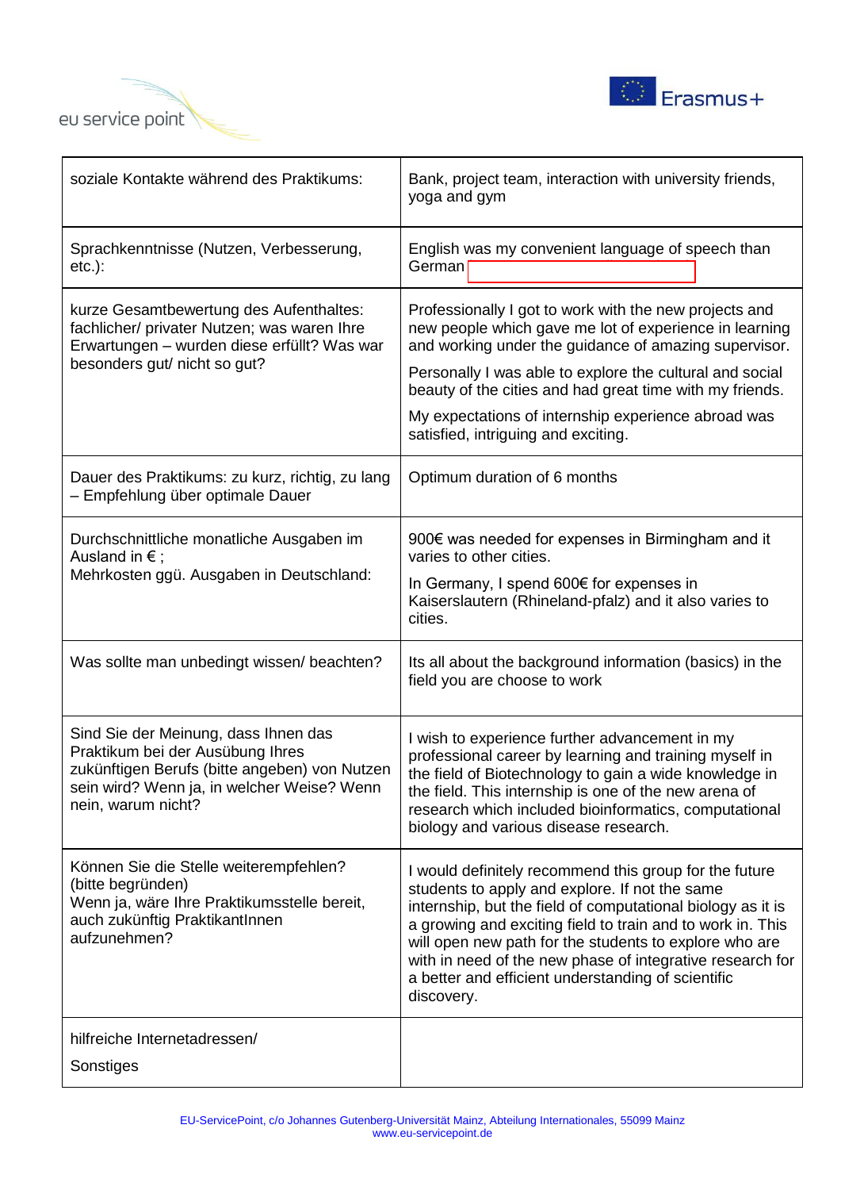| soziale Kontakte während des Praktikums: | Bank, project team, interaction with university friends, yoga and gym |
|---|---|
| Sprachkenntnisse (Nutzen, Verbesserung, etc.): | English was my convenient language of speech than German |
| kurze Gesamtbewertung des Aufenthaltes: fachlicher/ privater Nutzen; was waren Ihre Erwartungen – wurden diese erfüllt? Was war besonders gut/ nicht so gut? | Professionally I got to work with the new projects and new people which gave me lot of experience in learning and working under the guidance of amazing supervisor.<br>Personally I was able to explore the cultural and social beauty of the cities and had great time with my friends.<br>My expectations of internship experience abroad was satisfied, intriguing and exciting. |
| Dauer des Praktikums: zu kurz, richtig, zu lang – Empfehlung über optimale Dauer | Optimum duration of 6 months |
| Durchschnittliche monatliche Ausgaben im Ausland in € ;<br>Mehrkosten ggü. Ausgaben in Deutschland: | 900€ was needed for expenses in Birmingham and it varies to other cities.<br>In Germany, I spend 600€ for expenses in Kaiserslautern (Rhineland-pfalz) and it also varies to cities. |
| Was sollte man unbedingt wissen/ beachten? | Its all about the background information (basics) in the field you are choose to work |
| Sind Sie der Meinung, dass Ihnen das Praktikum bei der Ausübung Ihres zukünftigen Berufs (bitte angeben) von Nutzen sein wird? Wenn ja, in welcher Weise? Wenn nein, warum nicht? | I wish to experience further advancement in my professional career by learning and training myself in the field of Biotechnology to gain a wide knowledge in the field. This internship is one of the new arena of research which included bioinformatics, computational biology and various disease research. |
| Können Sie die Stelle weiterempfehlen? (bitte begründen)<br>Wenn ja, wäre Ihre Praktikumsstelle bereit, auch zukünftig PraktikantInnen aufzunehmen? | I would definitely recommend this group for the future students to apply and explore. If not the same internship, but the field of computational biology as it is a growing and exciting field to train and to work in. This will open new path for the students to explore who are with in need of the new phase of integrative research for a better and efficient understanding of scientific discovery. |
| hilfreiche Internetadressen/<br>Sonstiges | |

EU-ServicePoint, c/o Johannes Gutenberg-Universität Mainz, Abteilung Internationales, 55099 Mainz
www.eu-servicepoint.de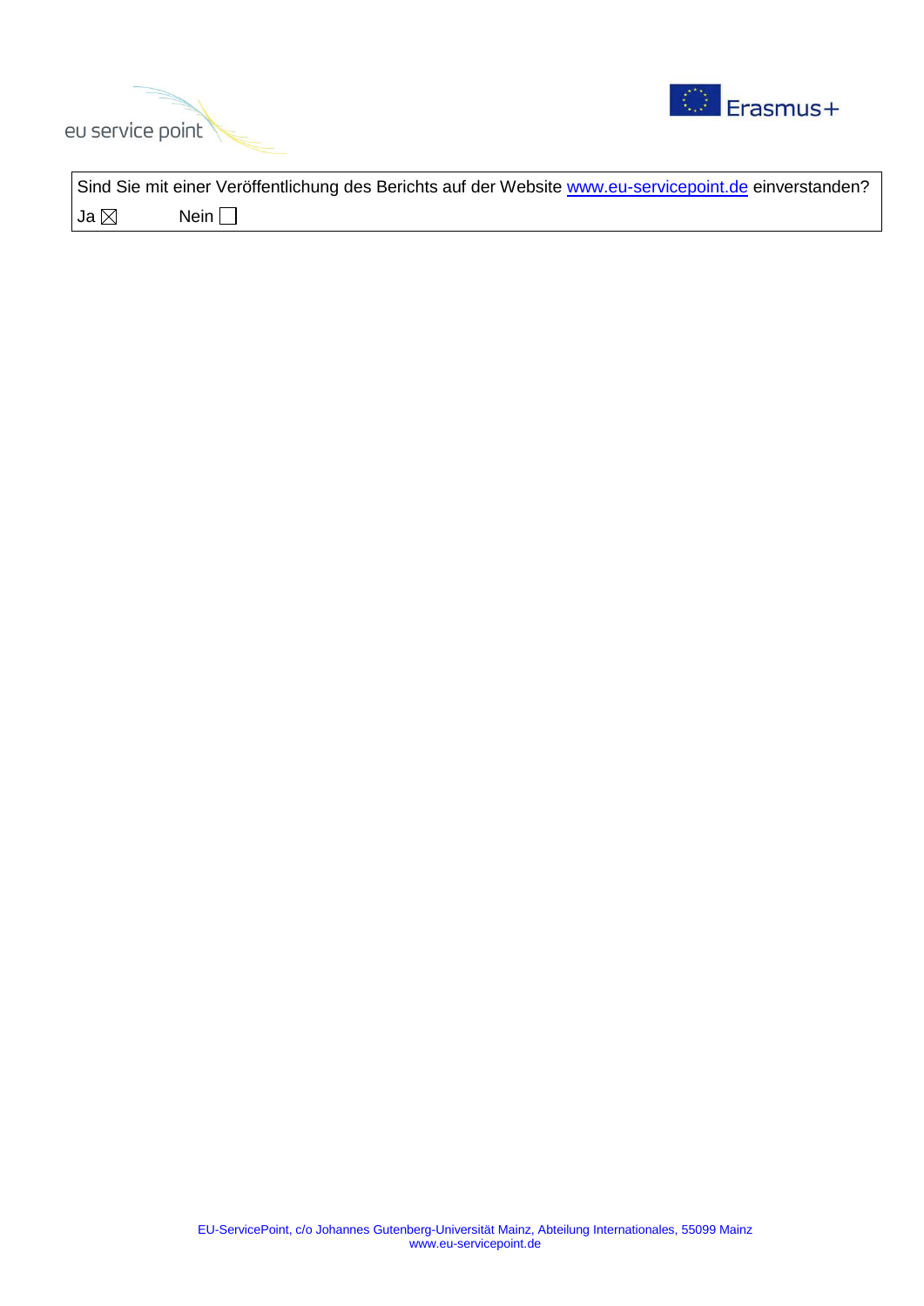Sind Sie mit einer Veröffentlichung des Berichts auf der Website www.eu-servicepoint.de einverstanden?

Ja ☒ Nein ☐